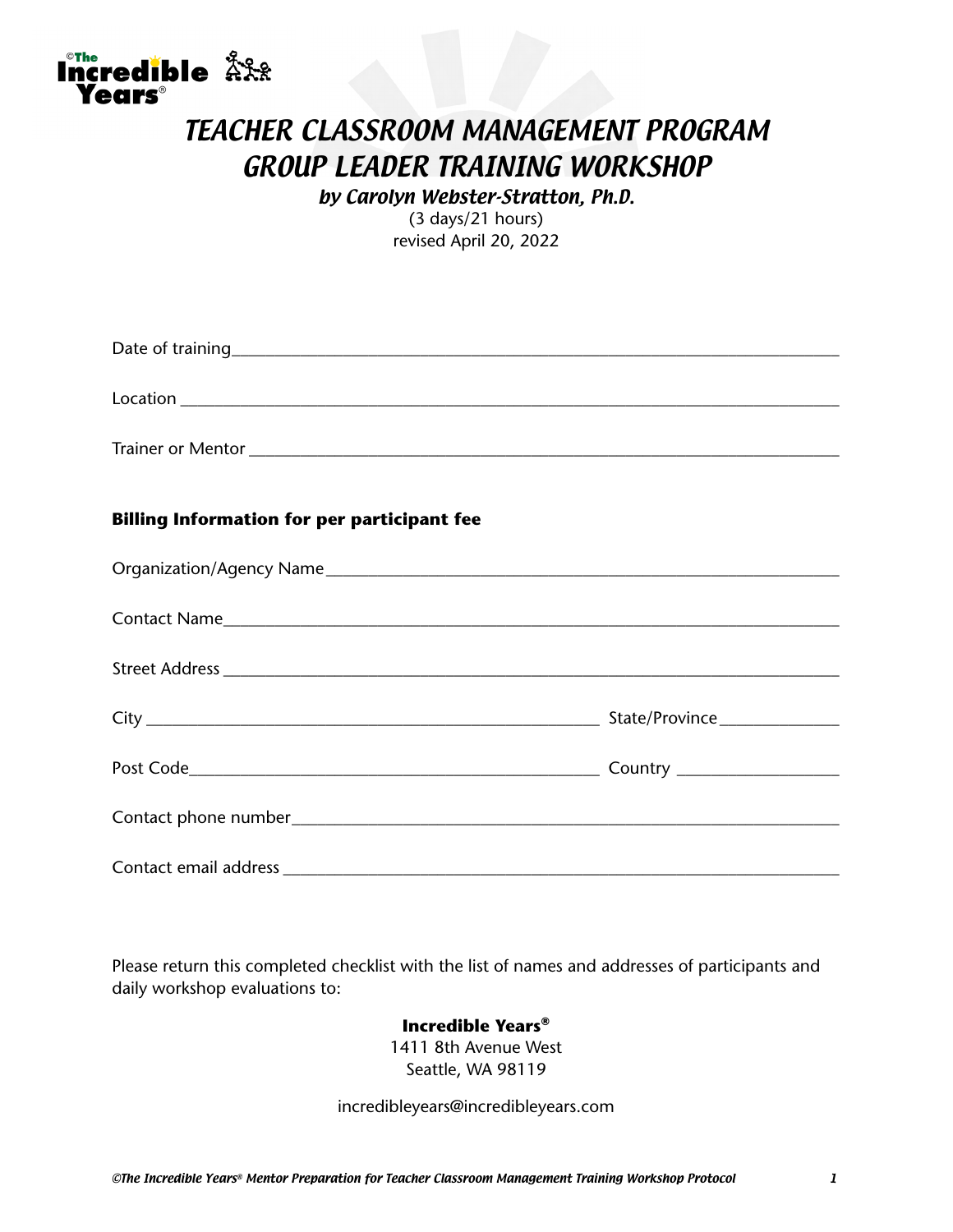# TEACHER CLASSROOM MANAGEMENT PROGRAM GROUP LEADER TRAINING WORKSHOP

***by Carolyn Webster-Stratton, Ph.D.***

(3 days/21 hours)
revised April 20, 2022

Date of training_______________________________________________

Location _____________________________________________________

Trainer or Mentor _____________________________________________

**Billing Information for per participant fee**

Organization/Agency Name_______________________________________

Contact Name__________________________________________________

Street Address _________________________________________________

City ____________________________________ State/Province __________

Post Code________________________________ Country _______________

Contact phone number___________________________________________

Contact email address ___________________________________________

Please return this completed checklist with the list of names and addresses of participants and daily workshop evaluations to:

**Incredible Years®**
1411 8th Avenue West
Seattle, WA 98119

incredibleyears@incredibleyears.com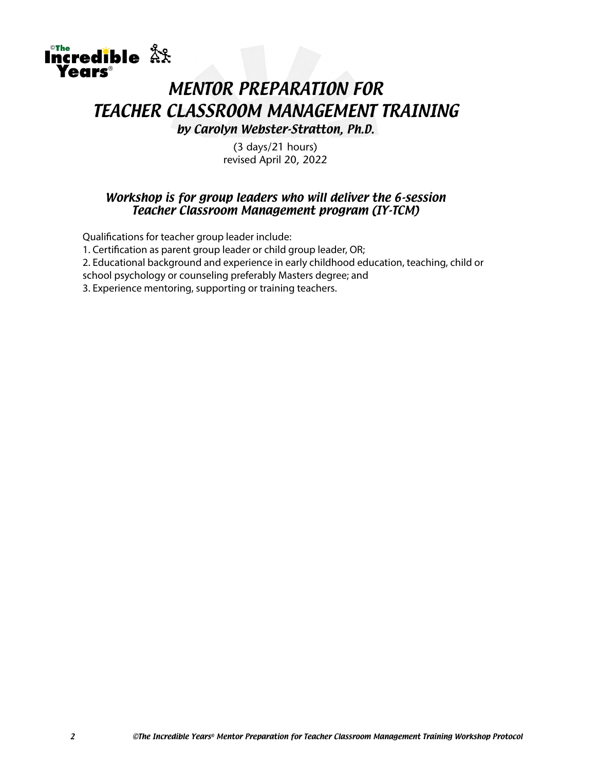# MENTOR PREPARATION FOR TEACHER CLASSROOM MANAGEMENT TRAINING

### *by Carolyn Webster-Stratton, Ph.D.*

(3 days/21 hours)
revised April 20, 2022

## *Workshop is for group leaders who will deliver the 6-session Teacher Classroom Management program (IY-TCM)*

Qualifications for teacher group leader include:

1. Certification as parent group leader or child group leader, OR;
2. Educational background and experience in early childhood education, teaching, child or school psychology or counseling preferably Masters degree; and
3. Experience mentoring, supporting or training teachers.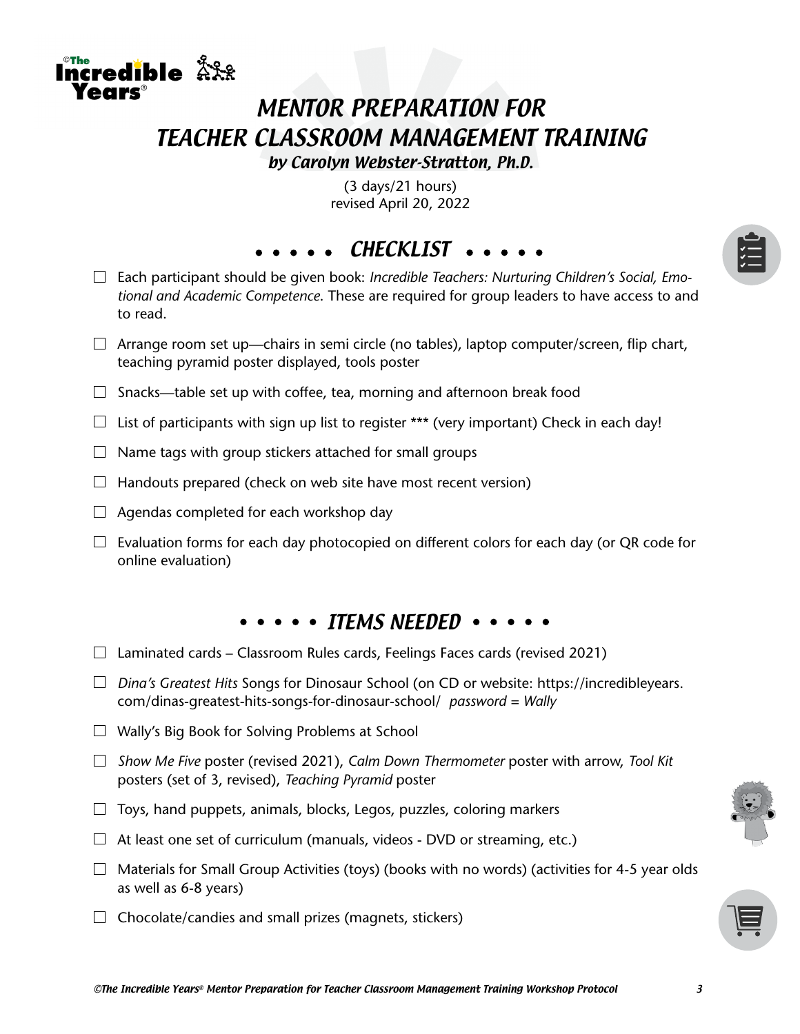# MENTOR PREPARATION FOR TEACHER CLASSROOM MANAGEMENT TRAINING

***by Carolyn Webster-Stratton, Ph.D.***

(3 days/21 hours)
revised April 20, 2022

## CHECKLIST

- ☐ Each participant should be given book: *Incredible Teachers: Nurturing Children's Social, Emotional and Academic Competence*. These are required for group leaders to have access to and to read.
- ☐ Arrange room set up—chairs in semi circle (no tables), laptop computer/screen, flip chart, teaching pyramid poster displayed, tools poster
- ☐ Snacks—table set up with coffee, tea, morning and afternoon break food
- ☐ List of participants with sign up list to register *** (very important) Check in each day!
- ☐ Name tags with group stickers attached for small groups
- ☐ Handouts prepared (check on web site have most recent version)
- ☐ Agendas completed for each workshop day
- ☐ Evaluation forms for each day photocopied on different colors for each day (or QR code for online evaluation)

## ITEMS NEEDED

- ☐ Laminated cards – Classroom Rules cards, Feelings Faces cards (revised 2021)
- ☐ *Dina's Greatest Hits* Songs for Dinosaur School (on CD or website: https://incredibleyears.com/dinas-greatest-hits-songs-for-dinosaur-school/ *password = Wally*
- ☐ Wally's Big Book for Solving Problems at School
- ☐ *Show Me Five* poster (revised 2021), *Calm Down Thermometer* poster with arrow, *Tool Kit* posters (set of 3, revised), *Teaching Pyramid* poster
- ☐ Toys, hand puppets, animals, blocks, Legos, puzzles, coloring markers
- ☐ At least one set of curriculum (manuals, videos - DVD or streaming, etc.)
- ☐ Materials for Small Group Activities (toys) (books with no words) (activities for 4-5 year olds as well as 6-8 years)
- ☐ Chocolate/candies and small prizes (magnets, stickers)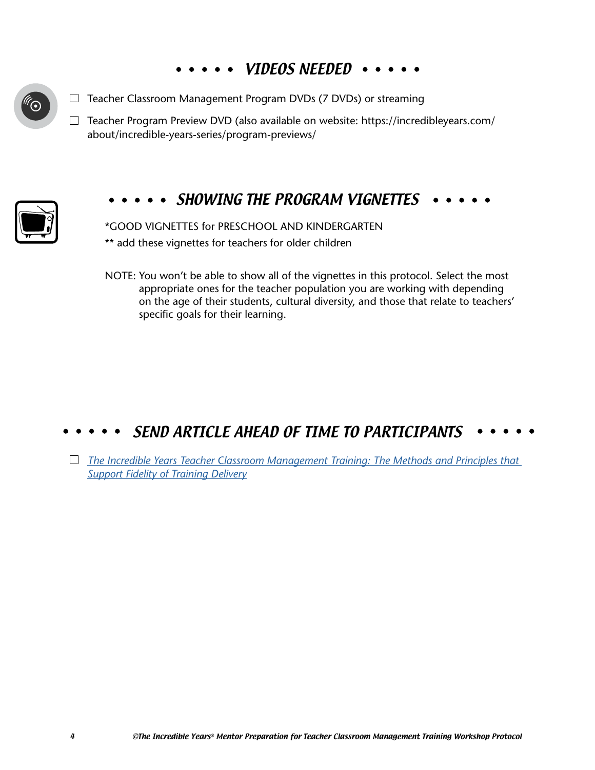## • • • • • *VIDEOS NEEDED* • • • • •

- ☐ Teacher Classroom Management Program DVDs (7 DVDs) or streaming
- ☐ Teacher Program Preview DVD (also available on website: https://incredibleyears.com/about/incredible-years-series/program-previews/

## • • • • • *SHOWING THE PROGRAM VIGNETTES* • • • • •

*GOOD VIGNETTES for PRESCHOOL AND KINDERGARTEN

** add these vignettes for teachers for older children

NOTE: You won't be able to show all of the vignettes in this protocol. Select the most appropriate ones for the teacher population you are working with depending on the age of their students, cultural diversity, and those that relate to teachers' specific goals for their learning.

## • • • • • *SEND ARTICLE AHEAD OF TIME TO PARTICIPANTS* • • • • •

- ☐ *The Incredible Years Teacher Classroom Management Training: The Methods and Principles that Support Fidelity of Training Delivery*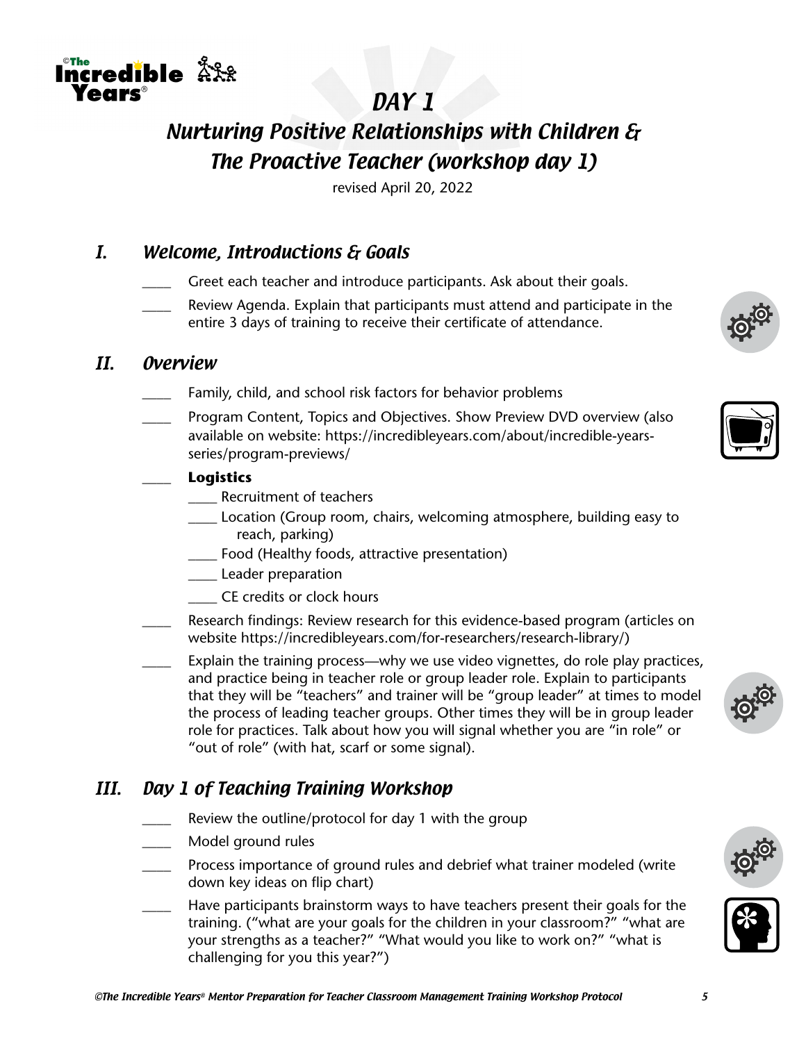# DAY 1

## Nurturing Positive Relationships with Children & The Proactive Teacher (workshop day 1)

revised April 20, 2022

## I. Welcome, Introductions & Goals

- ____ Greet each teacher and introduce participants. Ask about their goals.
- ____ Review Agenda. Explain that participants must attend and participate in the entire 3 days of training to receive their certificate of attendance.

## II. Overview

- ____ Family, child, and school risk factors for behavior problems
- ____ Program Content, Topics and Objectives. Show Preview DVD overview (also available on website: https://incredibleyears.com/about/incredible-years-series/program-previews/
- ____ **Logistics**
  - ____ Recruitment of teachers
  - ____ Location (Group room, chairs, welcoming atmosphere, building easy to reach, parking)
  - ____ Food (Healthy foods, attractive presentation)
  - ____ Leader preparation
  - ____ CE credits or clock hours
- ____ Research findings: Review research for this evidence-based program (articles on website https://incredibleyears.com/for-researchers/research-library/)
- ____ Explain the training process—why we use video vignettes, do role play practices, and practice being in teacher role or group leader role. Explain to participants that they will be "teachers" and trainer will be "group leader" at times to model the process of leading teacher groups. Other times they will be in group leader role for practices. Talk about how you will signal whether you are "in role" or "out of role" (with hat, scarf or some signal).

## III. Day 1 of Teaching Training Workshop

- ____ Review the outline/protocol for day 1 with the group
- ____ Model ground rules
- ____ Process importance of ground rules and debrief what trainer modeled (write down key ideas on flip chart)
- ____ Have participants brainstorm ways to have teachers present their goals for the training. ("what are your goals for the children in your classroom?" "what are your strengths as a teacher?" "What would you like to work on?" "what is challenging for you this year?")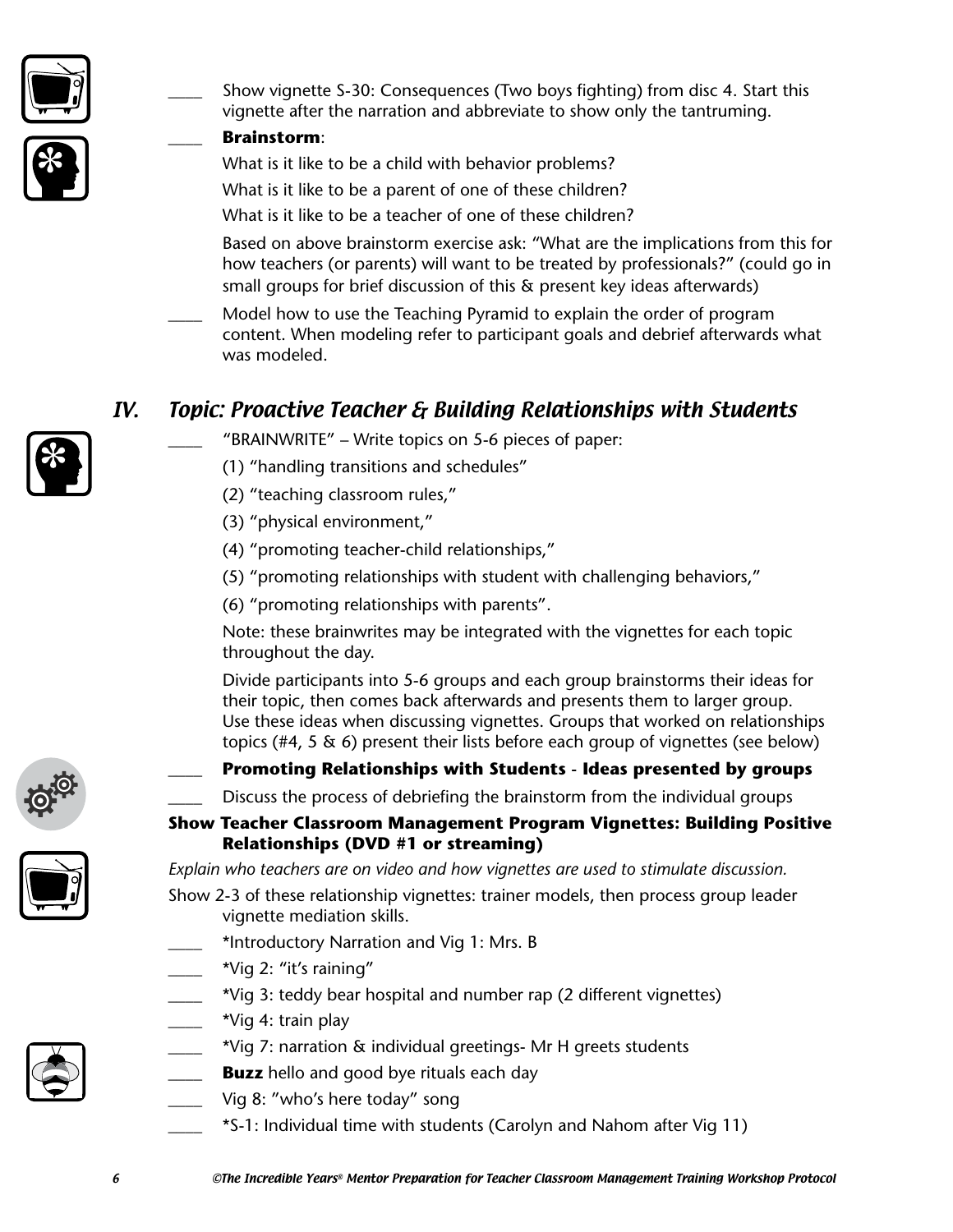____ Show vignette S-30: Consequences (Two boys fighting) from disc 4. Start this vignette after the narration and abbreviate to show only the tantruming.

____ **Brainstorm**:

What is it like to be a child with behavior problems?

What is it like to be a parent of one of these children?

What is it like to be a teacher of one of these children?

Based on above brainstorm exercise ask: "What are the implications from this for how teachers (or parents) will want to be treated by professionals?" (could go in small groups for brief discussion of this & present key ideas afterwards)

____ Model how to use the Teaching Pyramid to explain the order of program content. When modeling refer to participant goals and debrief afterwards what was modeled.

## IV. *Topic: Proactive Teacher & Building Relationships with Students*

____ "BRAINWRITE" – Write topics on 5-6 pieces of paper:

(1) "handling transitions and schedules"

(2) "teaching classroom rules,"

(3) "physical environment,"

(4) "promoting teacher-child relationships,"

(5) "promoting relationships with student with challenging behaviors,"

(6) "promoting relationships with parents".

Note: these brainwrites may be integrated with the vignettes for each topic throughout the day.

Divide participants into 5-6 groups and each group brainstorms their ideas for their topic, then comes back afterwards and presents them to larger group. Use these ideas when discussing vignettes. Groups that worked on relationships topics (#4, 5 & 6) present their lists before each group of vignettes (see below)

____ **Promoting Relationships with Students - Ideas presented by groups**

____ Discuss the process of debriefing the brainstorm from the individual groups

**Show Teacher Classroom Management Program Vignettes: Building Positive Relationships (DVD #1 or streaming)**

*Explain who teachers are on video and how vignettes are used to stimulate discussion.*

Show 2-3 of these relationship vignettes: trainer models, then process group leader vignette mediation skills.

____ *Introductory Narration and Vig 1: Mrs. B

____ *Vig 2: "it's raining"

____ *Vig 3: teddy bear hospital and number rap (2 different vignettes)

____ *Vig 4: train play

____ *Vig 7: narration & individual greetings- Mr H greets students

____ **Buzz** hello and good bye rituals each day

____ Vig 8: "who's here today" song

____ *S-1: Individual time with students (Carolyn and Nahom after Vig 11)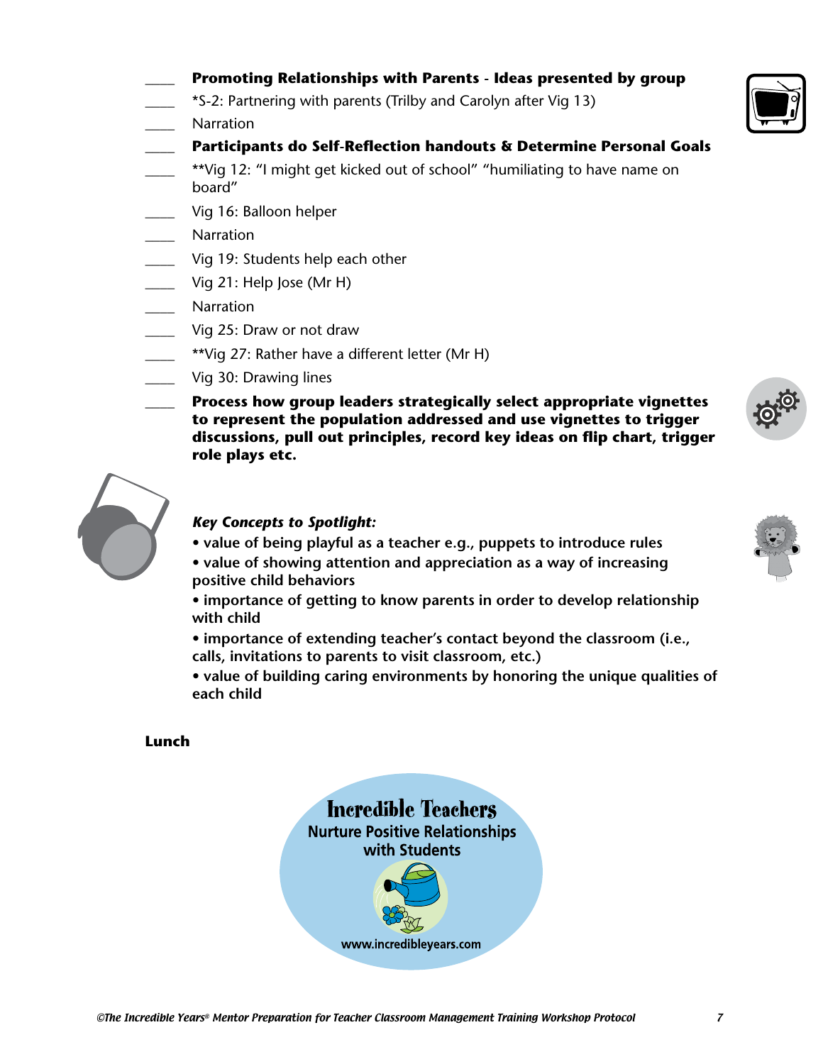____ **Promoting Relationships with Parents - Ideas presented by group**

____ *S-2: Partnering with parents (Trilby and Carolyn after Vig 13)

____ Narration

____ **Participants do Self-Reflection handouts & Determine Personal Goals**

____ **Vig 12: "I might get kicked out of school" "humiliating to have name on board"

____ Vig 16: Balloon helper

____ Narration

____ Vig 19: Students help each other

____ Vig 21: Help Jose (Mr H)

____ Narration

____ Vig 25: Draw or not draw

____ **Vig 27: Rather have a different letter (Mr H)

____ Vig 30: Drawing lines

____ **Process how group leaders strategically select appropriate vignettes to represent the population addressed and use vignettes to trigger discussions, pull out principles, record key ideas on flip chart, trigger role plays etc.**

***Key Concepts to Spotlight:***

- **value of being playful as a teacher e.g., puppets to introduce rules**
- **value of showing attention and appreciation as a way of increasing positive child behaviors**
- **importance of getting to know parents in order to develop relationship with child**
- **importance of extending teacher's contact beyond the classroom (i.e., calls, invitations to parents to visit classroom, etc.)**
- **value of building caring environments by honoring the unique qualities of each child**

**Lunch**

Incredible Teachers
Nurture Positive Relationships with Students
www.incredibleyears.com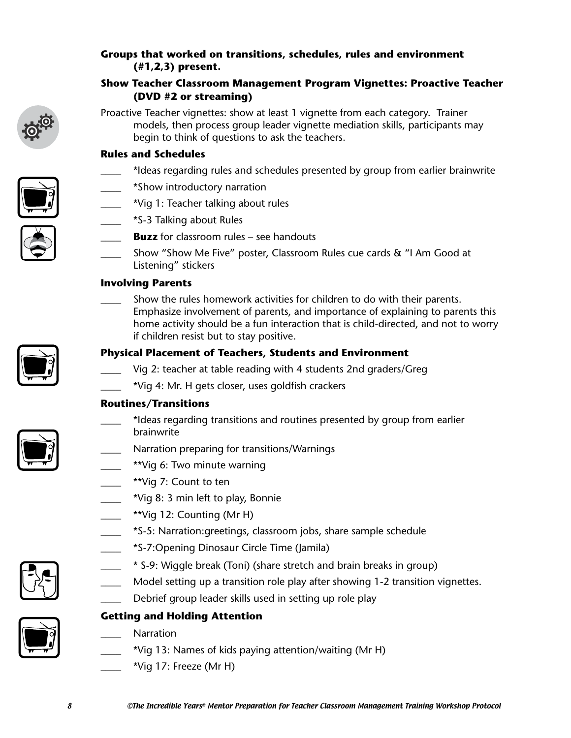**Groups that worked on transitions, schedules, rules and environment (#1,2,3) present.**

**Show Teacher Classroom Management Program Vignettes: Proactive Teacher (DVD #2 or streaming)**

Proactive Teacher vignettes: show at least 1 vignette from each category. Trainer models, then process group leader vignette mediation skills, participants may begin to think of questions to ask the teachers.

**Rules and Schedules**

- ____ *Ideas regarding rules and schedules presented by group from earlier brainwrite
- ____ *Show introductory narration
- ____ *Vig 1: Teacher talking about rules
- ____ *S-3 Talking about Rules
- ____ **Buzz** for classroom rules – see handouts
- ____ Show "Show Me Five" poster, Classroom Rules cue cards & "I Am Good at Listening" stickers

**Involving Parents**

- ____ Show the rules homework activities for children to do with their parents. Emphasize involvement of parents, and importance of explaining to parents this home activity should be a fun interaction that is child-directed, and not to worry if children resist but to stay positive.

**Physical Placement of Teachers, Students and Environment**

- ____ Vig 2: teacher at table reading with 4 students 2nd graders/Greg
- ____ *Vig 4: Mr. H gets closer, uses goldfish crackers

**Routines/Transitions**

- ____ *Ideas regarding transitions and routines presented by group from earlier brainwrite
- ____ Narration preparing for transitions/Warnings
- ____ **Vig 6: Two minute warning
- ____ **Vig 7: Count to ten
- ____ *Vig 8: 3 min left to play, Bonnie
- ____ **Vig 12: Counting (Mr H)
- ____ *S-5: Narration:greetings, classroom jobs, share sample schedule
- ____ *S-7:Opening Dinosaur Circle Time (Jamila)
- ____ * S-9: Wiggle break (Toni) (share stretch and brain breaks in group)
- ____ Model setting up a transition role play after showing 1-2 transition vignettes.
- ____ Debrief group leader skills used in setting up role play

**Getting and Holding Attention**

- ____ Narration
- ____ *Vig 13: Names of kids paying attention/waiting (Mr H)
- ____ *Vig 17: Freeze (Mr H)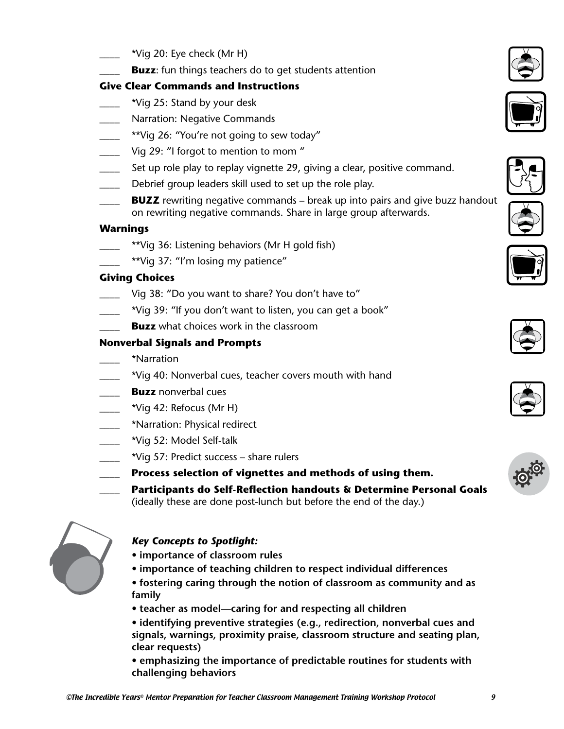____ *Vig 20: Eye check (Mr H)

____ **Buzz**: fun things teachers do to get students attention

**Give Clear Commands and Instructions**

____ *Vig 25: Stand by your desk

____ Narration: Negative Commands

____ **Vig 26: "You're not going to sew today"

____ Vig 29: "I forgot to mention to mom "

____ Set up role play to replay vignette 29, giving a clear, positive command.

____ Debrief group leaders skill used to set up the role play.

____ **BUZZ** rewriting negative commands – break up into pairs and give buzz handout on rewriting negative commands. Share in large group afterwards.

**Warnings**

____ **Vig 36: Listening behaviors (Mr H gold fish)

____ **Vig 37: "I'm losing my patience"

**Giving Choices**

____ Vig 38: "Do you want to share? You don't have to"

____ *Vig 39: "If you don't want to listen, you can get a book"

____ **Buzz** what choices work in the classroom

**Nonverbal Signals and Prompts**

____ *Narration

____ *Vig 40: Nonverbal cues, teacher covers mouth with hand

____ **Buzz** nonverbal cues

____ *Vig 42: Refocus (Mr H)

____ *Narration: Physical redirect

____ *Vig 52: Model Self-talk

____ *Vig 57: Predict success – share rulers

____ **Process selection of vignettes and methods of using them.**

____ **Participants do Self-Reflection handouts & Determine Personal Goals** (ideally these are done post-lunch but before the end of the day.)

***Key Concepts to Spotlight:***

- **importance of classroom rules**
- **importance of teaching children to respect individual differences**
- **fostering caring through the notion of classroom as community and as family**
- **teacher as model—caring for and respecting all children**
- **identifying preventive strategies (e.g., redirection, nonverbal cues and signals, warnings, proximity praise, classroom structure and seating plan, clear requests)**
- **emphasizing the importance of predictable routines for students with challenging behaviors**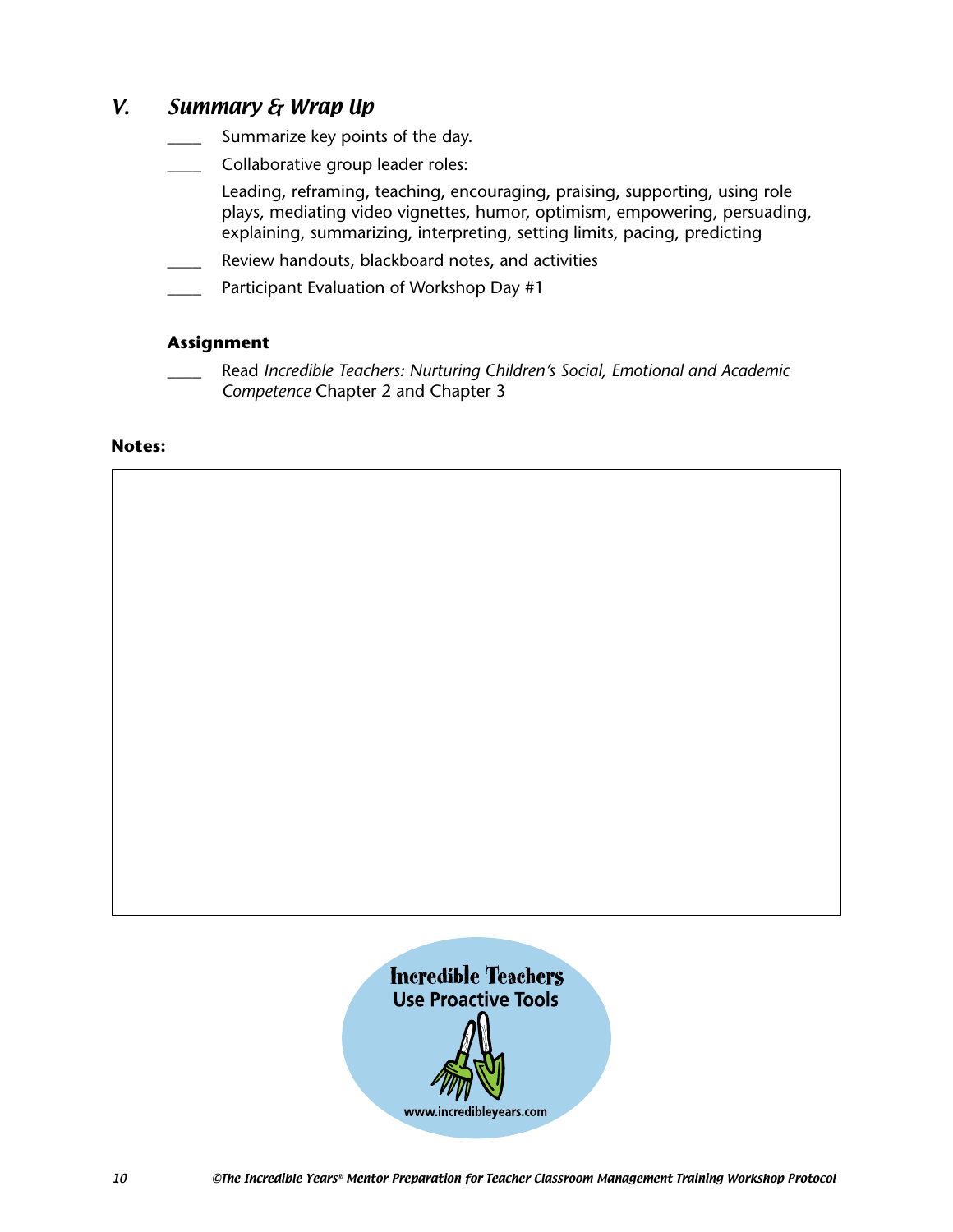## V. *Summary & Wrap Up*

____ Summarize key points of the day.

____ Collaborative group leader roles:

Leading, reframing, teaching, encouraging, praising, supporting, using role plays, mediating video vignettes, humor, optimism, empowering, persuading, explaining, summarizing, interpreting, setting limits, pacing, predicting

____ Review handouts, blackboard notes, and activities

____ Participant Evaluation of Workshop Day #1

**Assignment**

____ Read *Incredible Teachers: Nurturing Children's Social, Emotional and Academic Competence* Chapter 2 and Chapter 3

**Notes:**

Incredible Teachers
Use Proactive Tools
www.incredibleyears.com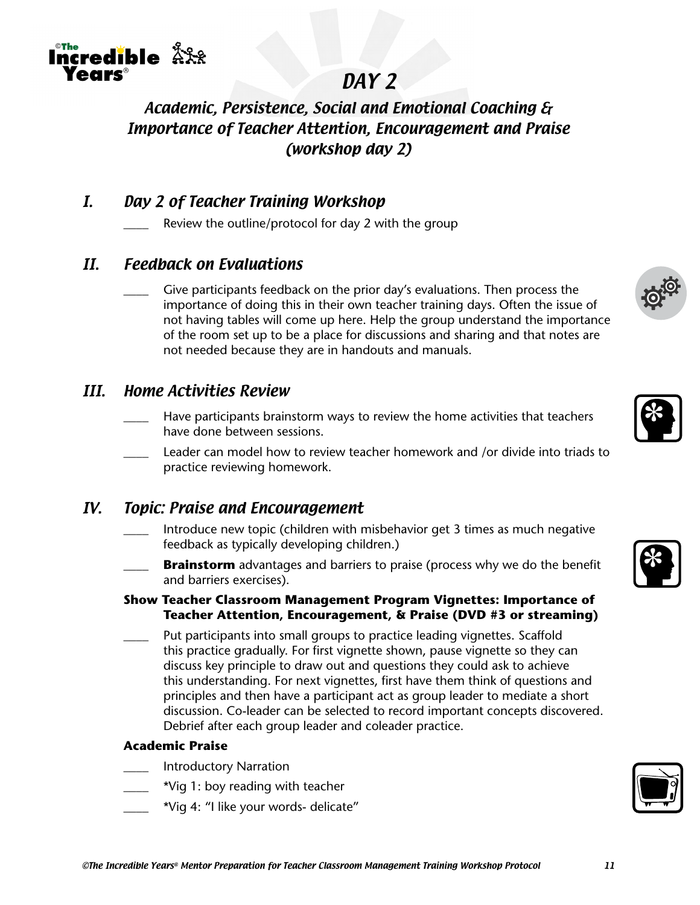# DAY 2

## Academic, Persistence, Social and Emotional Coaching & Importance of Teacher Attention, Encouragement and Praise (workshop day 2)

## I. Day 2 of Teacher Training Workshop

____ Review the outline/protocol for day 2 with the group

## II. Feedback on Evaluations

____ Give participants feedback on the prior day's evaluations. Then process the importance of doing this in their own teacher training days. Often the issue of not having tables will come up here. Help the group understand the importance of the room set up to be a place for discussions and sharing and that notes are not needed because they are in handouts and manuals.

## III. Home Activities Review

____ Have participants brainstorm ways to review the home activities that teachers have done between sessions.

____ Leader can model how to review teacher homework and /or divide into triads to practice reviewing homework.

## IV. Topic: Praise and Encouragement

____ Introduce new topic (children with misbehavior get 3 times as much negative feedback as typically developing children.)

____ **Brainstorm** advantages and barriers to praise (process why we do the benefit and barriers exercises).

**Show Teacher Classroom Management Program Vignettes: Importance of Teacher Attention, Encouragement, & Praise (DVD #3 or streaming)**

____ Put participants into small groups to practice leading vignettes. Scaffold this practice gradually. For first vignette shown, pause vignette so they can discuss key principle to draw out and questions they could ask to achieve this understanding. For next vignettes, first have them think of questions and principles and then have a participant act as group leader to mediate a short discussion. Co-leader can be selected to record important concepts discovered. Debrief after each group leader and coleader practice.

**Academic Praise**

____ Introductory Narration

____ *Vig 1: boy reading with teacher

____ *Vig 4: "I like your words- delicate"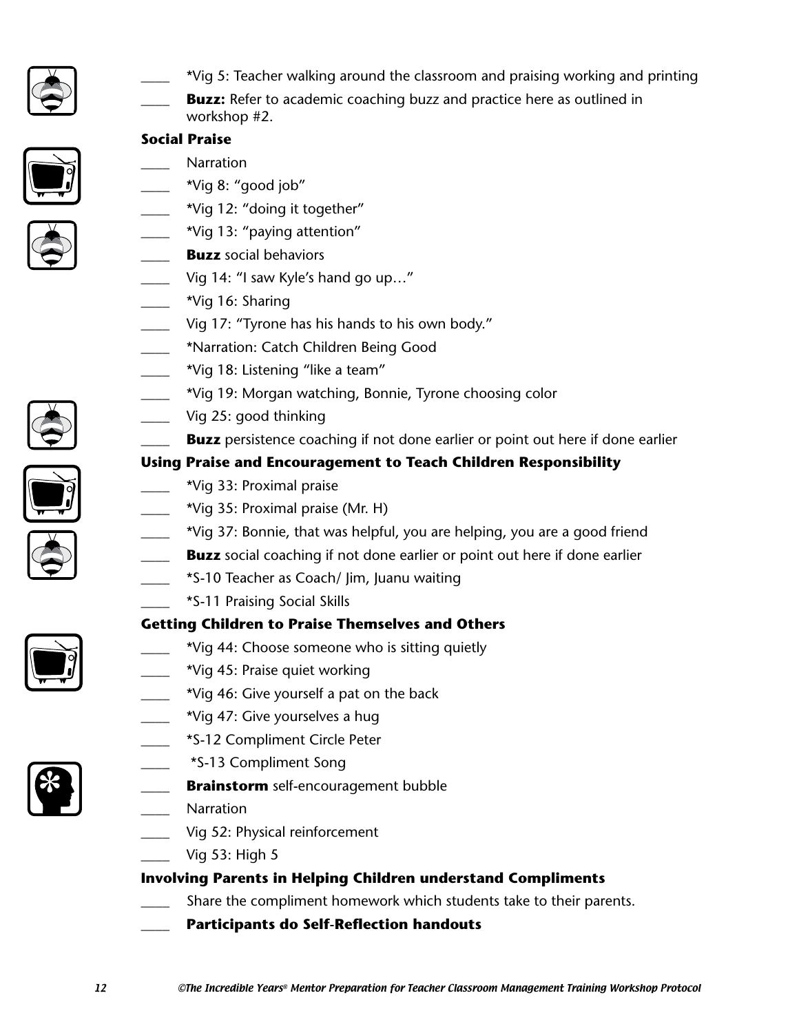____ *Vig 5: Teacher walking around the classroom and praising working and printing

____ **Buzz:** Refer to academic coaching buzz and practice here as outlined in workshop #2.

**Social Praise**

____ Narration

____ *Vig 8: "good job"

____ *Vig 12: "doing it together"

____ *Vig 13: "paying attention"

____ **Buzz** social behaviors

____ Vig 14: "I saw Kyle's hand go up…"

____ *Vig 16: Sharing

____ Vig 17: "Tyrone has his hands to his own body."

____ *Narration: Catch Children Being Good

____ *Vig 18: Listening "like a team"

____ *Vig 19: Morgan watching, Bonnie, Tyrone choosing color

____ Vig 25: good thinking

____ **Buzz** persistence coaching if not done earlier or point out here if done earlier

**Using Praise and Encouragement to Teach Children Responsibility**

____ *Vig 33: Proximal praise

____ *Vig 35: Proximal praise (Mr. H)

____ *Vig 37: Bonnie, that was helpful, you are helping, you are a good friend

____ **Buzz** social coaching if not done earlier or point out here if done earlier

____ *S-10 Teacher as Coach/ Jim, Juanu waiting

____ *S-11 Praising Social Skills

**Getting Children to Praise Themselves and Others**

____ *Vig 44: Choose someone who is sitting quietly

____ *Vig 45: Praise quiet working

____ *Vig 46: Give yourself a pat on the back

____ *Vig 47: Give yourselves a hug

____ *S-12 Compliment Circle Peter

____ *S-13 Compliment Song

____ **Brainstorm** self-encouragement bubble

____ Narration

____ Vig 52: Physical reinforcement

____ Vig 53: High 5

**Involving Parents in Helping Children understand Compliments**

____ Share the compliment homework which students take to their parents.

____ **Participants do Self-Reflection handouts**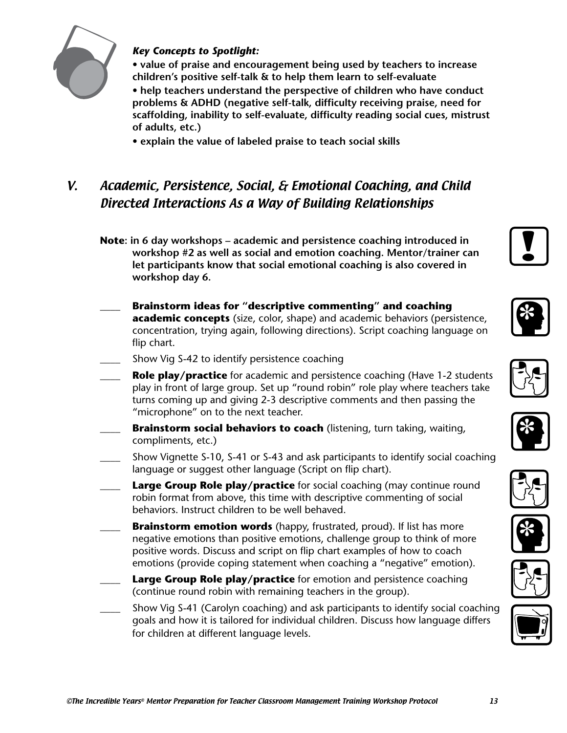***Key Concepts to Spotlight:***

- **value of praise and encouragement being used by teachers to increase children's positive self-talk & to help them learn to self-evaluate**
- **help teachers understand the perspective of children who have conduct problems & ADHD (negative self-talk, difficulty receiving praise, need for scaffolding, inability to self-evaluate, difficulty reading social cues, mistrust of adults, etc.)**
- **explain the value of labeled praise to teach social skills**

## *V. Academic, Persistence, Social, & Emotional Coaching, and Child Directed Interactions As a Way of Building Relationships*

**Note: in 6 day workshops – academic and persistence coaching introduced in workshop #2 as well as social and emotion coaching. Mentor/trainer can let participants know that social emotional coaching is also covered in workshop day 6.**

____ **Brainstorm ideas for "descriptive commenting" and coaching academic concepts** (size, color, shape) and academic behaviors (persistence, concentration, trying again, following directions). Script coaching language on flip chart.

____ Show Vig S-42 to identify persistence coaching

____ **Role play/practice** for academic and persistence coaching (Have 1-2 students play in front of large group. Set up "round robin" role play where teachers take turns coming up and giving 2-3 descriptive comments and then passing the "microphone" on to the next teacher.

____ **Brainstorm social behaviors to coach** (listening, turn taking, waiting, compliments, etc.)

____ Show Vignette S-10, S-41 or S-43 and ask participants to identify social coaching language or suggest other language (Script on flip chart).

____ **Large Group Role play/practice** for social coaching (may continue round robin format from above, this time with descriptive commenting of social behaviors. Instruct children to be well behaved.

____ **Brainstorm emotion words** (happy, frustrated, proud). If list has more negative emotions than positive emotions, challenge group to think of more positive words. Discuss and script on flip chart examples of how to coach emotions (provide coping statement when coaching a "negative" emotion).

____ **Large Group Role play/practice** for emotion and persistence coaching (continue round robin with remaining teachers in the group).

____ Show Vig S-41 (Carolyn coaching) and ask participants to identify social coaching goals and how it is tailored for individual children. Discuss how language differs for children at different language levels.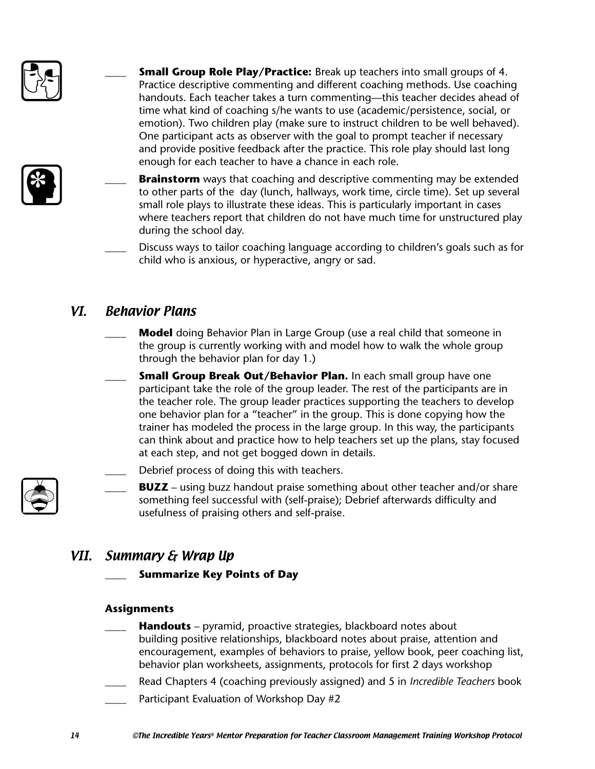____ **Small Group Role Play/Practice:** Break up teachers into small groups of 4. Practice descriptive commenting and different coaching methods. Use coaching handouts. Each teacher takes a turn commenting—this teacher decides ahead of time what kind of coaching s/he wants to use (academic/persistence, social, or emotion). Two children play (make sure to instruct children to be well behaved). One participant acts as observer with the goal to prompt teacher if necessary and provide positive feedback after the practice. This role play should last long enough for each teacher to have a chance in each role.

____ **Brainstorm** ways that coaching and descriptive commenting may be extended to other parts of the day (lunch, hallways, work time, circle time). Set up several small role plays to illustrate these ideas. This is particularly important in cases where teachers report that children do not have much time for unstructured play during the school day.

____ Discuss ways to tailor coaching language according to children's goals such as for child who is anxious, or hyperactive, angry or sad.

## *VI. Behavior Plans*

____ **Model** doing Behavior Plan in Large Group (use a real child that someone in the group is currently working with and model how to walk the whole group through the behavior plan for day 1.)

____ **Small Group Break Out/Behavior Plan.** In each small group have one participant take the role of the group leader. The rest of the participants are in the teacher role. The group leader practices supporting the teachers to develop one behavior plan for a "teacher" in the group. This is done copying how the trainer has modeled the process in the large group. In this way, the participants can think about and practice how to help teachers set up the plans, stay focused at each step, and not get bogged down in details.

____ Debrief process of doing this with teachers.

____ **BUZZ** – using buzz handout praise something about other teacher and/or share something feel successful with (self-praise); Debrief afterwards difficulty and usefulness of praising others and self-praise.

## *VII. Summary & Wrap Up*

____ **Summarize Key Points of Day**

**Assignments**

____ **Handouts** – pyramid, proactive strategies, blackboard notes about building positive relationships, blackboard notes about praise, attention and encouragement, examples of behaviors to praise, yellow book, peer coaching list, behavior plan worksheets, assignments, protocols for first 2 days workshop

____ Read Chapters 4 (coaching previously assigned) and 5 in *Incredible Teachers* book

____ Participant Evaluation of Workshop Day #2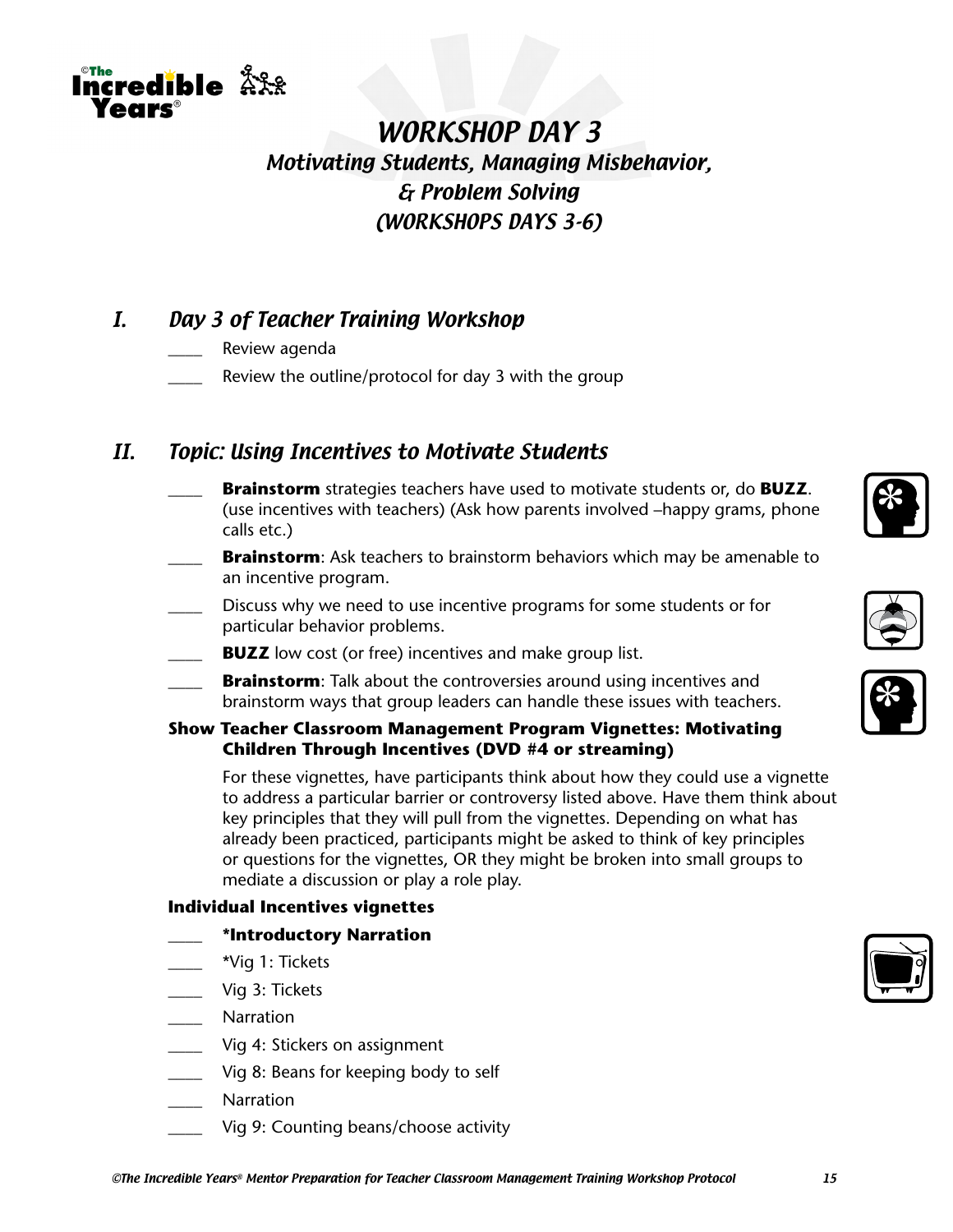# WORKSHOP DAY 3

## Motivating Students, Managing Misbehavior, & Problem Solving (WORKSHOPS DAYS 3-6)

## I. Day 3 of Teacher Training Workshop

____ Review agenda

____ Review the outline/protocol for day 3 with the group

## II. Topic: Using Incentives to Motivate Students

____ **Brainstorm** strategies teachers have used to motivate students or, do **BUZZ**. (use incentives with teachers) (Ask how parents involved –happy grams, phone calls etc.)

____ **Brainstorm**: Ask teachers to brainstorm behaviors which may be amenable to an incentive program.

____ Discuss why we need to use incentive programs for some students or for particular behavior problems.

____ **BUZZ** low cost (or free) incentives and make group list.

____ **Brainstorm**: Talk about the controversies around using incentives and brainstorm ways that group leaders can handle these issues with teachers.

**Show Teacher Classroom Management Program Vignettes: Motivating Children Through Incentives (DVD #4 or streaming)**

For these vignettes, have participants think about how they could use a vignette to address a particular barrier or controversy listed above. Have them think about key principles that they will pull from the vignettes. Depending on what has already been practiced, participants might be asked to think of key principles or questions for the vignettes, OR they might be broken into small groups to mediate a discussion or play a role play.

**Individual Incentives vignettes**

____ ***Introductory Narration**

____ *Vig 1: Tickets

____ Vig 3: Tickets

____ Narration

____ Vig 4: Stickers on assignment

____ Vig 8: Beans for keeping body to self

____ Narration

____ Vig 9: Counting beans/choose activity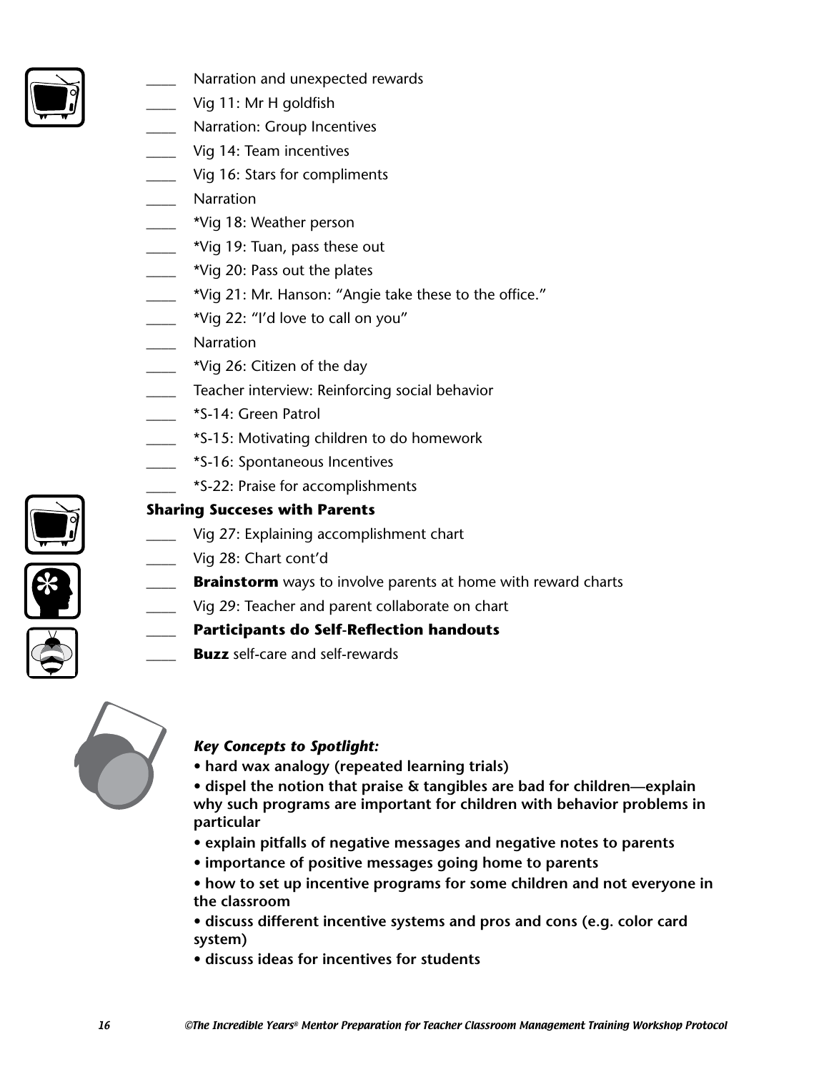____ Narration and unexpected rewards
____ Vig 11: Mr H goldfish
____ Narration: Group Incentives
____ Vig 14: Team incentives
____ Vig 16: Stars for compliments
____ Narration
____ *Vig 18: Weather person
____ *Vig 19: Tuan, pass these out
____ *Vig 20: Pass out the plates
____ *Vig 21: Mr. Hanson: "Angie take these to the office."
____ *Vig 22: "I'd love to call on you"
____ Narration
____ *Vig 26: Citizen of the day
____ Teacher interview: Reinforcing social behavior
____ *S-14: Green Patrol
____ *S-15: Motivating children to do homework
____ *S-16: Spontaneous Incentives
____ *S-22: Praise for accomplishments

**Sharing Succeses with Parents**

____ Vig 27: Explaining accomplishment chart
____ Vig 28: Chart cont'd
____ **Brainstorm** ways to involve parents at home with reward charts
____ Vig 29: Teacher and parent collaborate on chart
____ **Participants do Self-Reflection handouts**
____ **Buzz** self-care and self-rewards

***Key Concepts to Spotlight:***

- **hard wax analogy (repeated learning trials)**
- **dispel the notion that praise & tangibles are bad for children—explain why such programs are important for children with behavior problems in particular**
- **explain pitfalls of negative messages and negative notes to parents**
- **importance of positive messages going home to parents**
- **how to set up incentive programs for some children and not everyone in the classroom**
- **discuss different incentive systems and pros and cons (e.g. color card system)**
- **discuss ideas for incentives for students**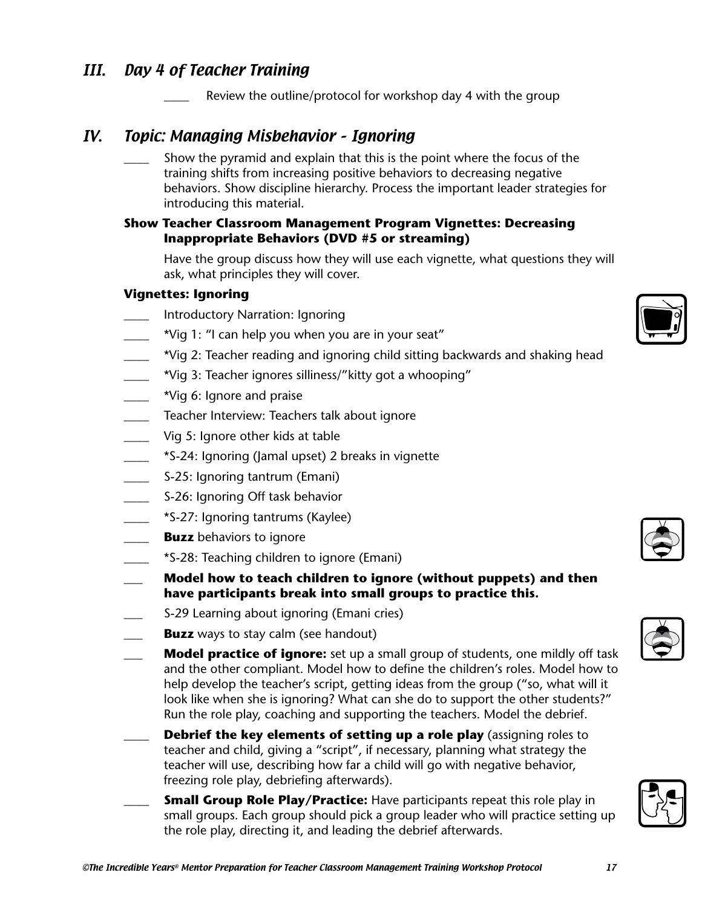## III. Day 4 of Teacher Training

____ Review the outline/protocol for workshop day 4 with the group

## IV. Topic: Managing Misbehavior - Ignoring

____ Show the pyramid and explain that this is the point where the focus of the training shifts from increasing positive behaviors to decreasing negative behaviors. Show discipline hierarchy. Process the important leader strategies for introducing this material.

**Show Teacher Classroom Management Program Vignettes: Decreasing Inappropriate Behaviors (DVD #5 or streaming)**

Have the group discuss how they will use each vignette, what questions they will ask, what principles they will cover.

**Vignettes: Ignoring**

- ____ Introductory Narration: Ignoring
- ____ *Vig 1: "I can help you when you are in your seat"
- ____ *Vig 2: Teacher reading and ignoring child sitting backwards and shaking head
- ____ *Vig 3: Teacher ignores silliness/"kitty got a whooping"
- ____ *Vig 6: Ignore and praise
- ____ Teacher Interview: Teachers talk about ignore
- ____ Vig 5: Ignore other kids at table
- ____ *S-24: Ignoring (Jamal upset) 2 breaks in vignette
- ____ S-25: Ignoring tantrum (Emani)
- ____ S-26: Ignoring Off task behavior
- ____ *S-27: Ignoring tantrums (Kaylee)
- ____ **Buzz** behaviors to ignore
- ____ *S-28: Teaching children to ignore (Emani)
- ___ **Model how to teach children to ignore (without puppets) and then have participants break into small groups to practice this.**
- ___ S-29 Learning about ignoring (Emani cries)
- ___ **Buzz** ways to stay calm (see handout)
- ___ **Model practice of ignore:** set up a small group of students, one mildly off task and the other compliant. Model how to define the children's roles. Model how to help develop the teacher's script, getting ideas from the group ("so, what will it look like when she is ignoring? What can she do to support the other students?" Run the role play, coaching and supporting the teachers. Model the debrief.
- ____ **Debrief the key elements of setting up a role play** (assigning roles to teacher and child, giving a "script", if necessary, planning what strategy the teacher will use, describing how far a child will go with negative behavior, freezing role play, debriefing afterwards).
- ____ **Small Group Role Play/Practice:** Have participants repeat this role play in small groups. Each group should pick a group leader who will practice setting up the role play, directing it, and leading the debrief afterwards.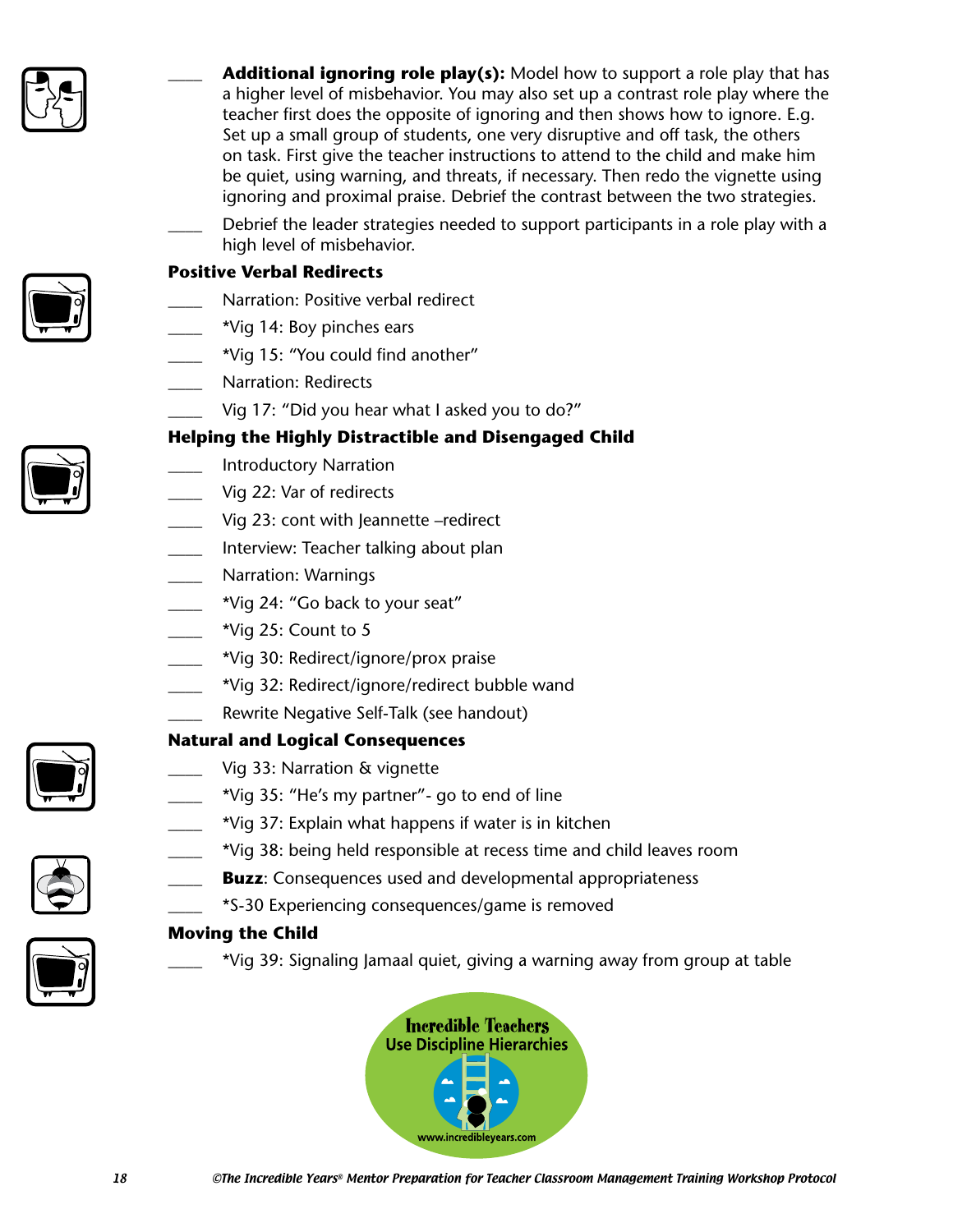____ **Additional ignoring role play(s):** Model how to support a role play that has a higher level of misbehavior. You may also set up a contrast role play where the teacher first does the opposite of ignoring and then shows how to ignore. E.g. Set up a small group of students, one very disruptive and off task, the others on task. First give the teacher instructions to attend to the child and make him be quiet, using warning, and threats, if necessary. Then redo the vignette using ignoring and proximal praise. Debrief the contrast between the two strategies.

____ Debrief the leader strategies needed to support participants in a role play with a high level of misbehavior.

**Positive Verbal Redirects**

____ Narration: Positive verbal redirect

____ *Vig 14: Boy pinches ears

____ *Vig 15: "You could find another"

____ Narration: Redirects

____ Vig 17: "Did you hear what I asked you to do?"

**Helping the Highly Distractible and Disengaged Child**

____ Introductory Narration

____ Vig 22: Var of redirects

____ Vig 23: cont with Jeannette –redirect

____ Interview: Teacher talking about plan

____ Narration: Warnings

____ *Vig 24: "Go back to your seat"

____ *Vig 25: Count to 5

____ *Vig 30: Redirect/ignore/prox praise

____ *Vig 32: Redirect/ignore/redirect bubble wand

____ Rewrite Negative Self-Talk (see handout)

**Natural and Logical Consequences**

____ Vig 33: Narration & vignette

____ *Vig 35: "He's my partner"- go to end of line

____ *Vig 37: Explain what happens if water is in kitchen

____ *Vig 38: being held responsible at recess time and child leaves room

____ **Buzz**: Consequences used and developmental appropriateness

____ *S-30 Experiencing consequences/game is removed

**Moving the Child**

____ *Vig 39: Signaling Jamaal quiet, giving a warning away from group at table

Incredible Teachers Use Discipline Hierarchies
www.incredibleyears.com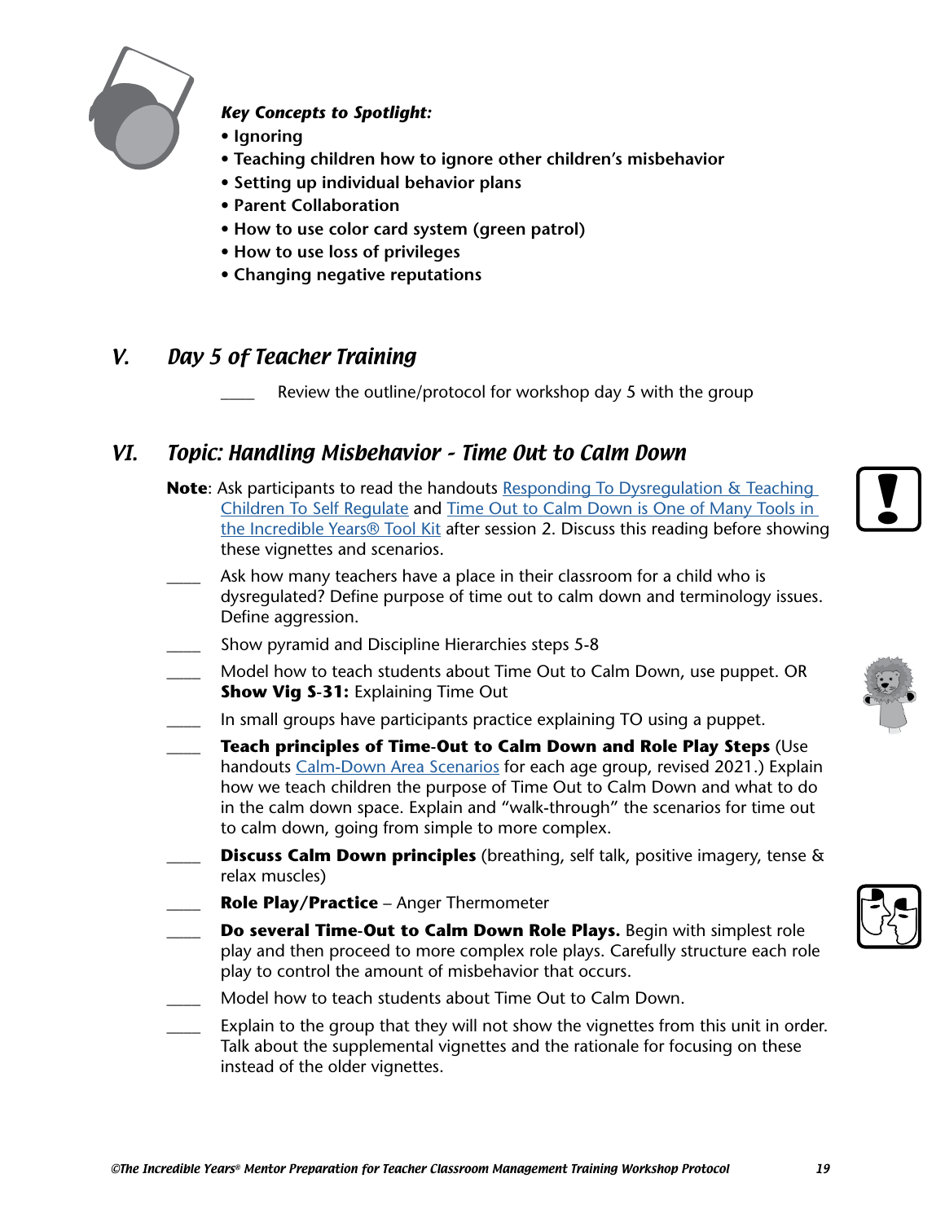***Key Concepts to Spotlight:***

- **Ignoring**
- **Teaching children how to ignore other children's misbehavior**
- **Setting up individual behavior plans**
- **Parent Collaboration**
- **How to use color card system (green patrol)**
- **How to use loss of privileges**
- **Changing negative reputations**

## *V. Day 5 of Teacher Training*

____ Review the outline/protocol for workshop day 5 with the group

## *VI. Topic: Handling Misbehavior - Time Out to Calm Down*

**Note**: Ask participants to read the handouts Responding To Dysregulation & Teaching Children To Self Regulate and Time Out to Calm Down is One of Many Tools in the Incredible Years® Tool Kit after session 2. Discuss this reading before showing these vignettes and scenarios.

____ Ask how many teachers have a place in their classroom for a child who is dysregulated? Define purpose of time out to calm down and terminology issues. Define aggression.

____ Show pyramid and Discipline Hierarchies steps 5-8

____ Model how to teach students about Time Out to Calm Down, use puppet. OR **Show Vig S-31:** Explaining Time Out

____ In small groups have participants practice explaining TO using a puppet.

____ **Teach principles of Time-Out to Calm Down and Role Play Steps** (Use handouts Calm-Down Area Scenarios for each age group, revised 2021.) Explain how we teach children the purpose of Time Out to Calm Down and what to do in the calm down space. Explain and "walk-through" the scenarios for time out to calm down, going from simple to more complex.

____ **Discuss Calm Down principles** (breathing, self talk, positive imagery, tense & relax muscles)

____ **Role Play/Practice** – Anger Thermometer

____ **Do several Time-Out to Calm Down Role Plays.** Begin with simplest role play and then proceed to more complex role plays. Carefully structure each role play to control the amount of misbehavior that occurs.

____ Model how to teach students about Time Out to Calm Down.

____ Explain to the group that they will not show the vignettes from this unit in order. Talk about the supplemental vignettes and the rationale for focusing on these instead of the older vignettes.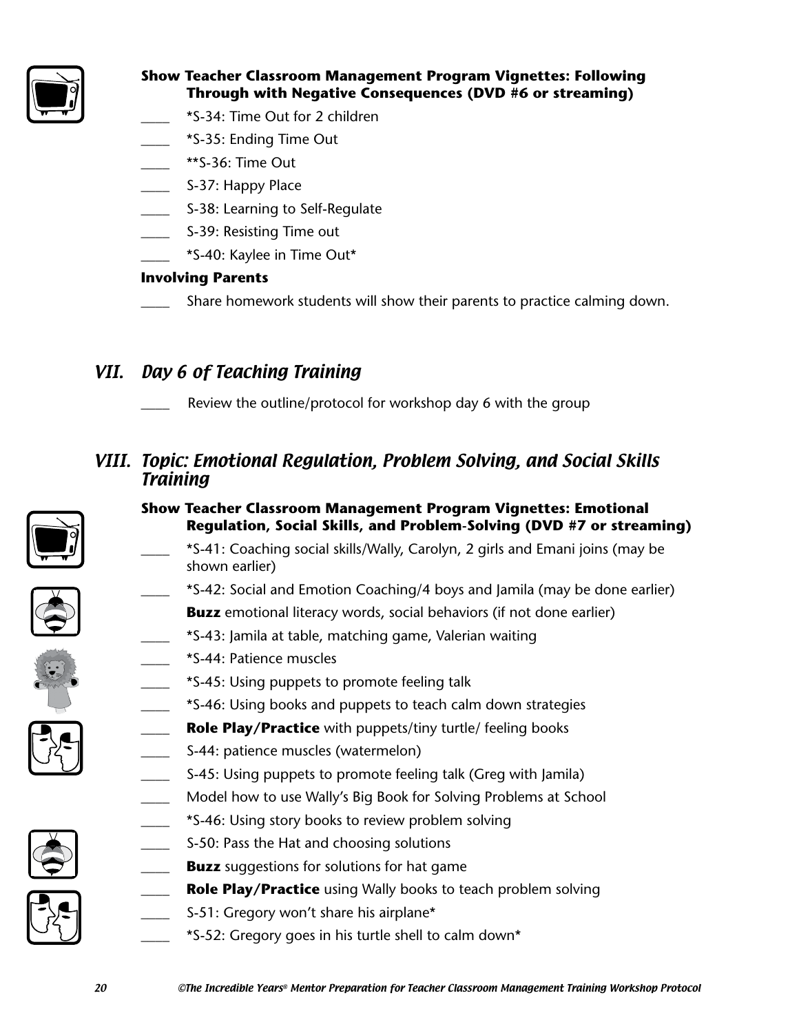**Show Teacher Classroom Management Program Vignettes: Following Through with Negative Consequences (DVD #6 or streaming)**

- ____ *S-34: Time Out for 2 children
- ____ *S-35: Ending Time Out
- ____ **S-36: Time Out
- ____ S-37: Happy Place
- ____ S-38: Learning to Self-Regulate
- ____ S-39: Resisting Time out
- ____ *S-40: Kaylee in Time Out*

**Involving Parents**

- ____ Share homework students will show their parents to practice calming down.

## *VII. Day 6 of Teaching Training*

- ____ Review the outline/protocol for workshop day 6 with the group

## *VIII. Topic: Emotional Regulation, Problem Solving, and Social Skills Training*

**Show Teacher Classroom Management Program Vignettes: Emotional Regulation, Social Skills, and Problem-Solving (DVD #7 or streaming)**

- ____ *S-41: Coaching social skills/Wally, Carolyn, 2 girls and Emani joins (may be shown earlier)
- ____ *S-42: Social and Emotion Coaching/4 boys and Jamila (may be done earlier)

  **Buzz** emotional literacy words, social behaviors (if not done earlier)
- ____ *S-43: Jamila at table, matching game, Valerian waiting
- ____ *S-44: Patience muscles
- ____ *S-45: Using puppets to promote feeling talk
- ____ *S-46: Using books and puppets to teach calm down strategies
- ____ **Role Play/Practice** with puppets/tiny turtle/ feeling books
- ____ S-44: patience muscles (watermelon)
- ____ S-45: Using puppets to promote feeling talk (Greg with Jamila)
- ____ Model how to use Wally's Big Book for Solving Problems at School
- ____ *S-46: Using story books to review problem solving
- ____ S-50: Pass the Hat and choosing solutions
- ____ **Buzz** suggestions for solutions for hat game
- ____ **Role Play/Practice** using Wally books to teach problem solving
- ____ S-51: Gregory won't share his airplane*
- ____ *S-52: Gregory goes in his turtle shell to calm down*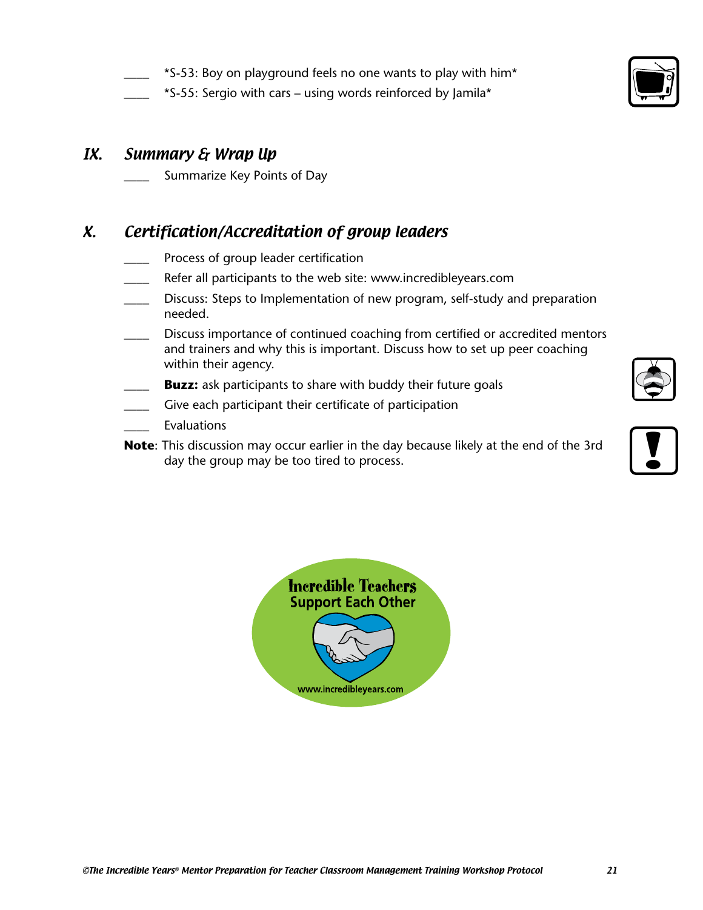____ *S-53: Boy on playground feels no one wants to play with him*

____ *S-55: Sergio with cars – using words reinforced by Jamila*

## *IX. Summary & Wrap Up*

____ Summarize Key Points of Day

## *X. Certification/Accreditation of group leaders*

____ Process of group leader certification

____ Refer all participants to the web site: www.incredibleyears.com

____ Discuss: Steps to Implementation of new program, self-study and preparation needed.

____ Discuss importance of continued coaching from certified or accredited mentors and trainers and why this is important. Discuss how to set up peer coaching within their agency.

____ **Buzz:** ask participants to share with buddy their future goals

____ Give each participant their certificate of participation

____ Evaluations

**Note**: This discussion may occur earlier in the day because likely at the end of the 3rd day the group may be too tired to process.

Incredible Teachers
Support Each Other

www.incredibleyears.com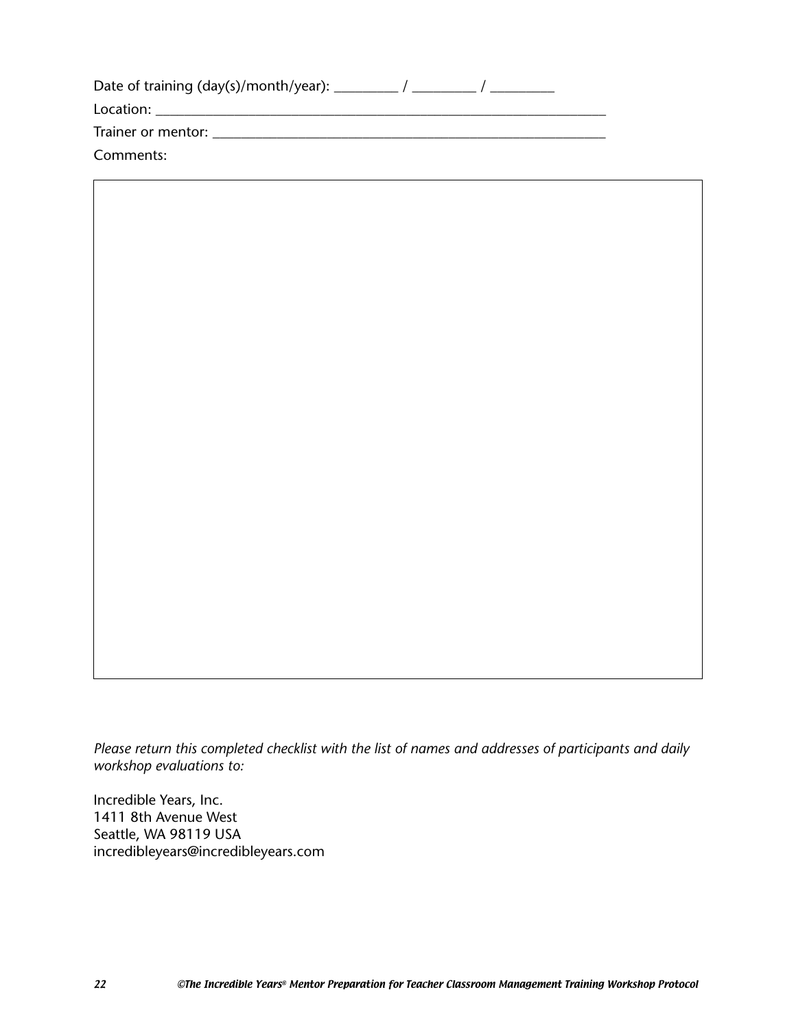Date of training (day(s)/month/year): _________ / _________ / _________

Location: ____________________________________________________________________

Trainer or mentor: _____________________________________________________________

Comments:

| |
|---|
| |

*Please return this completed checklist with the list of names and addresses of participants and daily workshop evaluations to:*

Incredible Years, Inc.
1411 8th Avenue West
Seattle, WA 98119 USA
incredibleyears@incredibleyears.com